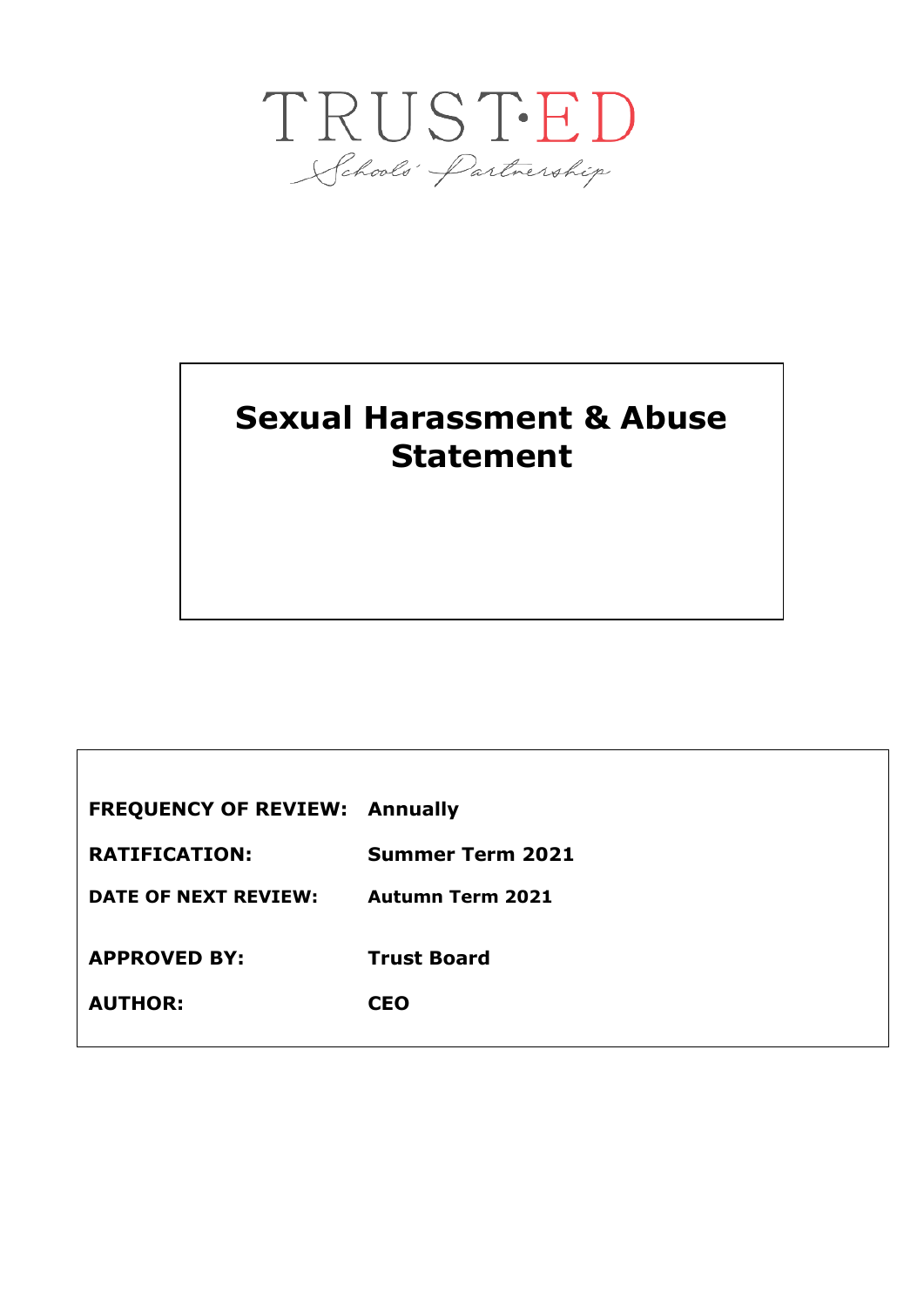TRUST·ED

Schools' Partnership

# Sexual Harassment & Abuse Statement

| | |
|---|---|
| **FREQUENCY OF REVIEW:** | **Annually** |
| **RATIFICATION:** | **Summer Term 2021** |
| **DATE OF NEXT REVIEW:** | **Autumn Term 2021** |
| **APPROVED BY:** | **Trust Board** |
| **AUTHOR:** | **CEO** |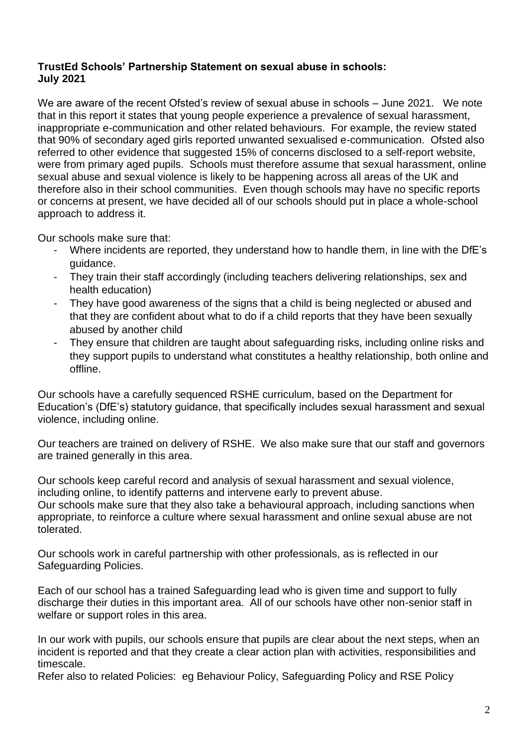**TrustEd Schools' Partnership Statement on sexual abuse in schools: July 2021**

We are aware of the recent Ofsted's review of sexual abuse in schools – June 2021. We note that in this report it states that young people experience a prevalence of sexual harassment, inappropriate e-communication and other related behaviours. For example, the review stated that 90% of secondary aged girls reported unwanted sexualised e-communication. Ofsted also referred to other evidence that suggested 15% of concerns disclosed to a self-report website, were from primary aged pupils. Schools must therefore assume that sexual harassment, online sexual abuse and sexual violence is likely to be happening across all areas of the UK and therefore also in their school communities. Even though schools may have no specific reports or concerns at present, we have decided all of our schools should put in place a whole-school approach to address it.

Our schools make sure that:

- Where incidents are reported, they understand how to handle them, in line with the DfE's guidance.
- They train their staff accordingly (including teachers delivering relationships, sex and health education)
- They have good awareness of the signs that a child is being neglected or abused and that they are confident about what to do if a child reports that they have been sexually abused by another child
- They ensure that children are taught about safeguarding risks, including online risks and they support pupils to understand what constitutes a healthy relationship, both online and offline.

Our schools have a carefully sequenced RSHE curriculum, based on the Department for Education's (DfE's) statutory guidance, that specifically includes sexual harassment and sexual violence, including online.

Our teachers are trained on delivery of RSHE. We also make sure that our staff and governors are trained generally in this area.

Our schools keep careful record and analysis of sexual harassment and sexual violence, including online, to identify patterns and intervene early to prevent abuse.
Our schools make sure that they also take a behavioural approach, including sanctions when appropriate, to reinforce a culture where sexual harassment and online sexual abuse are not tolerated.

Our schools work in careful partnership with other professionals, as is reflected in our Safeguarding Policies.

Each of our school has a trained Safeguarding lead who is given time and support to fully discharge their duties in this important area. All of our schools have other non-senior staff in welfare or support roles in this area.

In our work with pupils, our schools ensure that pupils are clear about the next steps, when an incident is reported and that they create a clear action plan with activities, responsibilities and timescale.
Refer also to related Policies: eg Behaviour Policy, Safeguarding Policy and RSE Policy